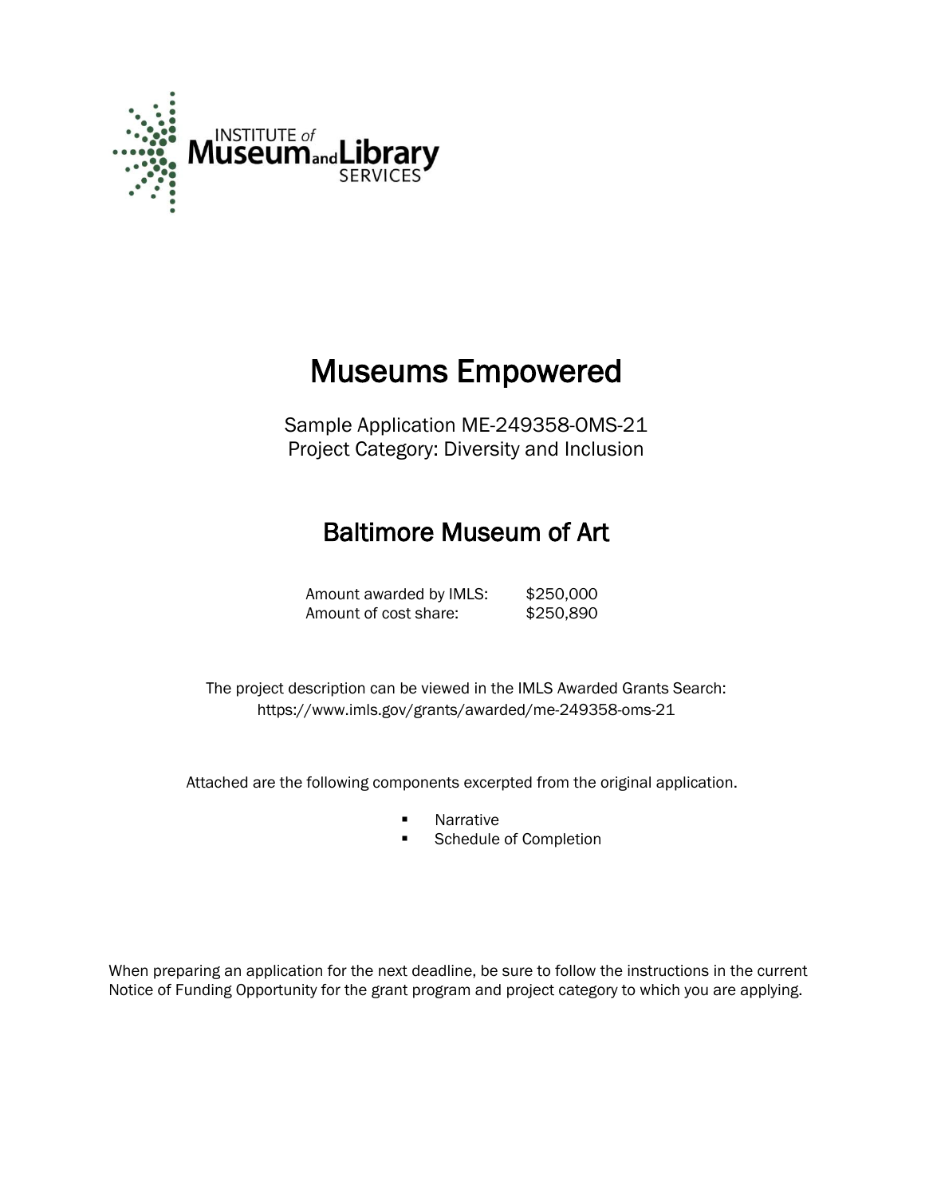INSTITUTE of Museum and Library SERVICES

# Museums Empowered

Sample Application ME-249358-OMS-21
Project Category: Diversity and Inclusion

## Baltimore Museum of Art

| | |
|---|---|
| Amount awarded by IMLS: | $250,000 |
| Amount of cost share: | $250,890 |

The project description can be viewed in the IMLS Awarded Grants Search:
https://www.imls.gov/grants/awarded/me-249358-oms-21

Attached are the following components excerpted from the original application.

- Narrative
- Schedule of Completion

When preparing an application for the next deadline, be sure to follow the instructions in the current Notice of Funding Opportunity for the grant program and project category to which you are applying.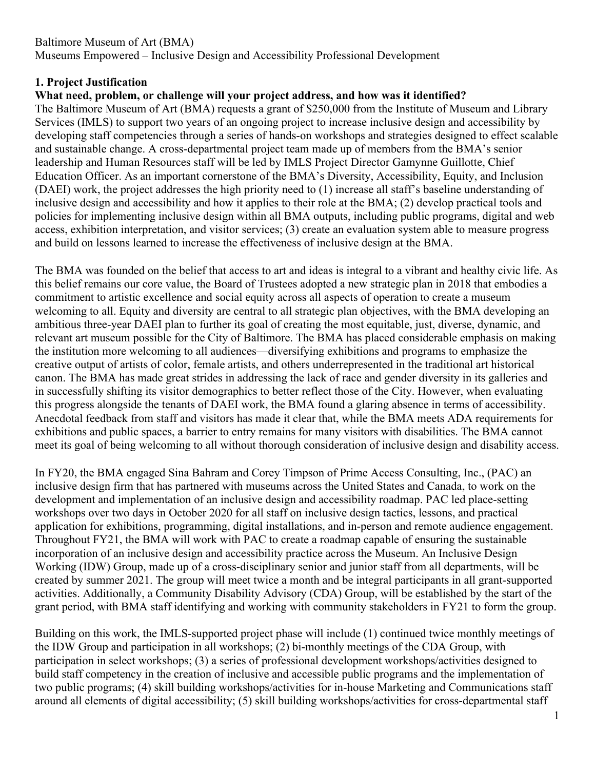Baltimore Museum of Art (BMA)
Museums Empowered – Inclusive Design and Accessibility Professional Development

## 1. Project Justification

### What need, problem, or challenge will your project address, and how was it identified?

The Baltimore Museum of Art (BMA) requests a grant of $250,000 from the Institute of Museum and Library Services (IMLS) to support two years of an ongoing project to increase inclusive design and accessibility by developing staff competencies through a series of hands-on workshops and strategies designed to effect scalable and sustainable change. A cross-departmental project team made up of members from the BMA's senior leadership and Human Resources staff will be led by IMLS Project Director Gamynne Guillotte, Chief Education Officer. As an important cornerstone of the BMA's Diversity, Accessibility, Equity, and Inclusion (DAEI) work, the project addresses the high priority need to (1) increase all staff's baseline understanding of inclusive design and accessibility and how it applies to their role at the BMA; (2) develop practical tools and policies for implementing inclusive design within all BMA outputs, including public programs, digital and web access, exhibition interpretation, and visitor services; (3) create an evaluation system able to measure progress and build on lessons learned to increase the effectiveness of inclusive design at the BMA.

The BMA was founded on the belief that access to art and ideas is integral to a vibrant and healthy civic life. As this belief remains our core value, the Board of Trustees adopted a new strategic plan in 2018 that embodies a commitment to artistic excellence and social equity across all aspects of operation to create a museum welcoming to all. Equity and diversity are central to all strategic plan objectives, with the BMA developing an ambitious three-year DAEI plan to further its goal of creating the most equitable, just, diverse, dynamic, and relevant art museum possible for the City of Baltimore. The BMA has placed considerable emphasis on making the institution more welcoming to all audiences—diversifying exhibitions and programs to emphasize the creative output of artists of color, female artists, and others underrepresented in the traditional art historical canon. The BMA has made great strides in addressing the lack of race and gender diversity in its galleries and in successfully shifting its visitor demographics to better reflect those of the City. However, when evaluating this progress alongside the tenants of DAEI work, the BMA found a glaring absence in terms of accessibility. Anecdotal feedback from staff and visitors has made it clear that, while the BMA meets ADA requirements for exhibitions and public spaces, a barrier to entry remains for many visitors with disabilities. The BMA cannot meet its goal of being welcoming to all without thorough consideration of inclusive design and disability access.

In FY20, the BMA engaged Sina Bahram and Corey Timpson of Prime Access Consulting, Inc., (PAC) an inclusive design firm that has partnered with museums across the United States and Canada, to work on the development and implementation of an inclusive design and accessibility roadmap. PAC led place-setting workshops over two days in October 2020 for all staff on inclusive design tactics, lessons, and practical application for exhibitions, programming, digital installations, and in-person and remote audience engagement. Throughout FY21, the BMA will work with PAC to create a roadmap capable of ensuring the sustainable incorporation of an inclusive design and accessibility practice across the Museum. An Inclusive Design Working (IDW) Group, made up of a cross-disciplinary senior and junior staff from all departments, will be created by summer 2021. The group will meet twice a month and be integral participants in all grant-supported activities. Additionally, a Community Disability Advisory (CDA) Group, will be established by the start of the grant period, with BMA staff identifying and working with community stakeholders in FY21 to form the group.

Building on this work, the IMLS-supported project phase will include (1) continued twice monthly meetings of the IDW Group and participation in all workshops; (2) bi-monthly meetings of the CDA Group, with participation in select workshops; (3) a series of professional development workshops/activities designed to build staff competency in the creation of inclusive and accessible public programs and the implementation of two public programs; (4) skill building workshops/activities for in-house Marketing and Communications staff around all elements of digital accessibility; (5) skill building workshops/activities for cross-departmental staff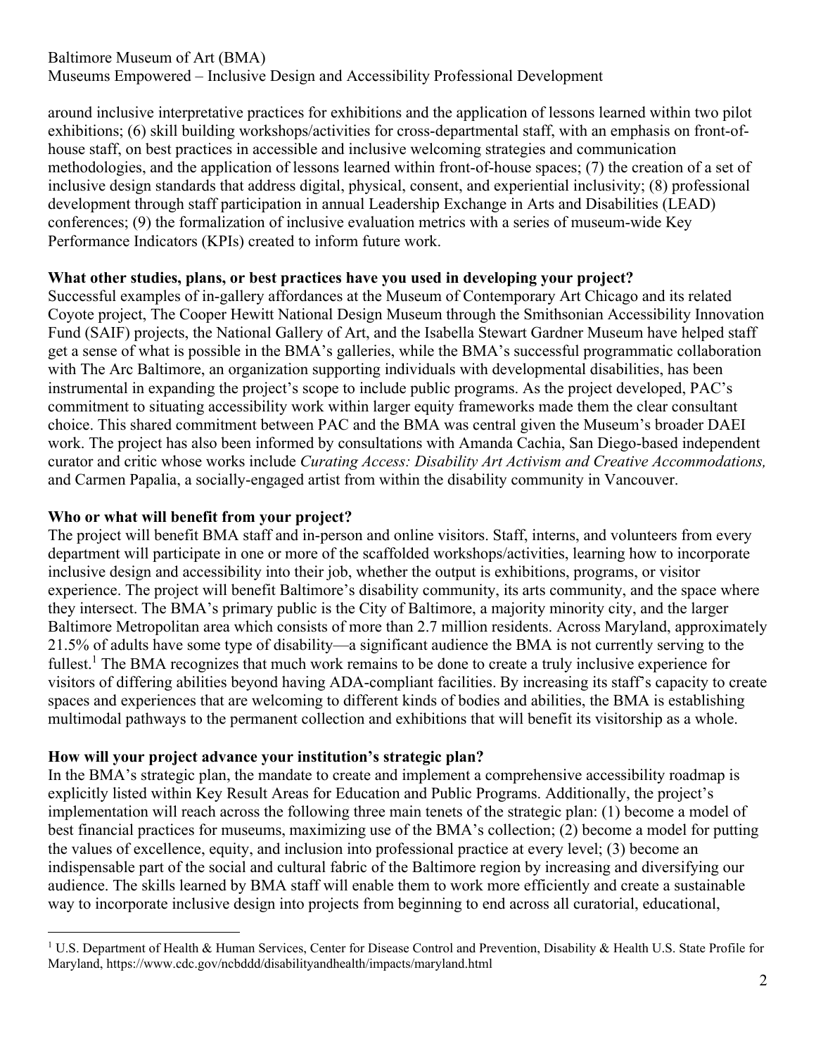around inclusive interpretative practices for exhibitions and the application of lessons learned within two pilot exhibitions; (6) skill building workshops/activities for cross-departmental staff, with an emphasis on front-of-house staff, on best practices in accessible and inclusive welcoming strategies and communication methodologies, and the application of lessons learned within front-of-house spaces; (7) the creation of a set of inclusive design standards that address digital, physical, consent, and experiential inclusivity; (8) professional development through staff participation in annual Leadership Exchange in Arts and Disabilities (LEAD) conferences; (9) the formalization of inclusive evaluation metrics with a series of museum-wide Key Performance Indicators (KPIs) created to inform future work.

**What other studies, plans, or best practices have you used in developing your project?**

Successful examples of in-gallery affordances at the Museum of Contemporary Art Chicago and its related Coyote project, The Cooper Hewitt National Design Museum through the Smithsonian Accessibility Innovation Fund (SAIF) projects, the National Gallery of Art, and the Isabella Stewart Gardner Museum have helped staff get a sense of what is possible in the BMA's galleries, while the BMA's successful programmatic collaboration with The Arc Baltimore, an organization supporting individuals with developmental disabilities, has been instrumental in expanding the project's scope to include public programs. As the project developed, PAC's commitment to situating accessibility work within larger equity frameworks made them the clear consultant choice. This shared commitment between PAC and the BMA was central given the Museum's broader DAEI work. The project has also been informed by consultations with Amanda Cachia, San Diego-based independent curator and critic whose works include *Curating Access: Disability Art Activism and Creative Accommodations,* and Carmen Papalia, a socially-engaged artist from within the disability community in Vancouver.

**Who or what will benefit from your project?**

The project will benefit BMA staff and in-person and online visitors. Staff, interns, and volunteers from every department will participate in one or more of the scaffolded workshops/activities, learning how to incorporate inclusive design and accessibility into their job, whether the output is exhibitions, programs, or visitor experience. The project will benefit Baltimore's disability community, its arts community, and the space where they intersect. The BMA's primary public is the City of Baltimore, a majority minority city, and the larger Baltimore Metropolitan area which consists of more than 2.7 million residents. Across Maryland, approximately 21.5% of adults have some type of disability—a significant audience the BMA is not currently serving to the fullest.[1] The BMA recognizes that much work remains to be done to create a truly inclusive experience for visitors of differing abilities beyond having ADA-compliant facilities. By increasing its staff's capacity to create spaces and experiences that are welcoming to different kinds of bodies and abilities, the BMA is establishing multimodal pathways to the permanent collection and exhibitions that will benefit its visitorship as a whole.

**How will your project advance your institution's strategic plan?**

In the BMA's strategic plan, the mandate to create and implement a comprehensive accessibility roadmap is explicitly listed within Key Result Areas for Education and Public Programs. Additionally, the project's implementation will reach across the following three main tenets of the strategic plan: (1) become a model of best financial practices for museums, maximizing use of the BMA's collection; (2) become a model for putting the values of excellence, equity, and inclusion into professional practice at every level; (3) become an indispensable part of the social and cultural fabric of the Baltimore region by increasing and diversifying our audience. The skills learned by BMA staff will enable them to work more efficiently and create a sustainable way to incorporate inclusive design into projects from beginning to end across all curatorial, educational,

---

[1] U.S. Department of Health & Human Services, Center for Disease Control and Prevention, Disability & Health U.S. State Profile for Maryland, https://www.cdc.gov/ncbddd/disabilityandhealth/impacts/maryland.html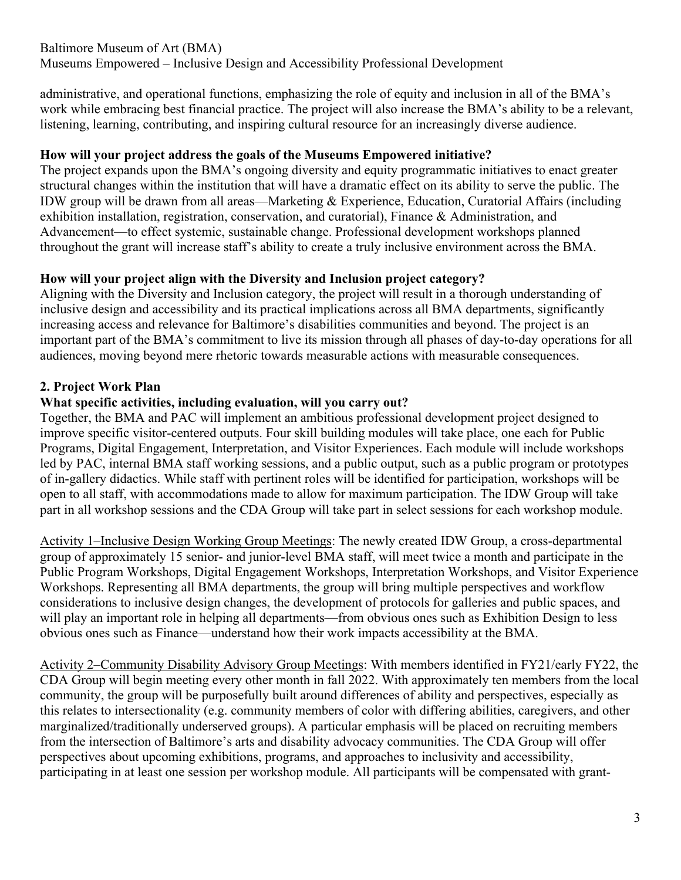administrative, and operational functions, emphasizing the role of equity and inclusion in all of the BMA's work while embracing best financial practice. The project will also increase the BMA's ability to be a relevant, listening, learning, contributing, and inspiring cultural resource for an increasingly diverse audience.

**How will your project address the goals of the Museums Empowered initiative?**

The project expands upon the BMA's ongoing diversity and equity programmatic initiatives to enact greater structural changes within the institution that will have a dramatic effect on its ability to serve the public. The IDW group will be drawn from all areas—Marketing & Experience, Education, Curatorial Affairs (including exhibition installation, registration, conservation, and curatorial), Finance & Administration, and Advancement—to effect systemic, sustainable change. Professional development workshops planned throughout the grant will increase staff's ability to create a truly inclusive environment across the BMA.

**How will your project align with the Diversity and Inclusion project category?**

Aligning with the Diversity and Inclusion category, the project will result in a thorough understanding of inclusive design and accessibility and its practical implications across all BMA departments, significantly increasing access and relevance for Baltimore's disabilities communities and beyond. The project is an important part of the BMA's commitment to live its mission through all phases of day-to-day operations for all audiences, moving beyond mere rhetoric towards measurable actions with measurable consequences.

## 2. Project Work Plan

**What specific activities, including evaluation, will you carry out?**

Together, the BMA and PAC will implement an ambitious professional development project designed to improve specific visitor-centered outputs. Four skill building modules will take place, one each for Public Programs, Digital Engagement, Interpretation, and Visitor Experiences. Each module will include workshops led by PAC, internal BMA staff working sessions, and a public output, such as a public program or prototypes of in-gallery didactics. While staff with pertinent roles will be identified for participation, workshops will be open to all staff, with accommodations made to allow for maximum participation. The IDW Group will take part in all workshop sessions and the CDA Group will take part in select sessions for each workshop module.

<u>Activity 1–Inclusive Design Working Group Meetings</u>: The newly created IDW Group, a cross-departmental group of approximately 15 senior- and junior-level BMA staff, will meet twice a month and participate in the Public Program Workshops, Digital Engagement Workshops, Interpretation Workshops, and Visitor Experience Workshops. Representing all BMA departments, the group will bring multiple perspectives and workflow considerations to inclusive design changes, the development of protocols for galleries and public spaces, and will play an important role in helping all departments—from obvious ones such as Exhibition Design to less obvious ones such as Finance—understand how their work impacts accessibility at the BMA.

<u>Activity 2–Community Disability Advisory Group Meetings</u>: With members identified in FY21/early FY22, the CDA Group will begin meeting every other month in fall 2022. With approximately ten members from the local community, the group will be purposefully built around differences of ability and perspectives, especially as this relates to intersectionality (e.g. community members of color with differing abilities, caregivers, and other marginalized/traditionally underserved groups). A particular emphasis will be placed on recruiting members from the intersection of Baltimore's arts and disability advocacy communities. The CDA Group will offer perspectives about upcoming exhibitions, programs, and approaches to inclusivity and accessibility, participating in at least one session per workshop module. All participants will be compensated with grant-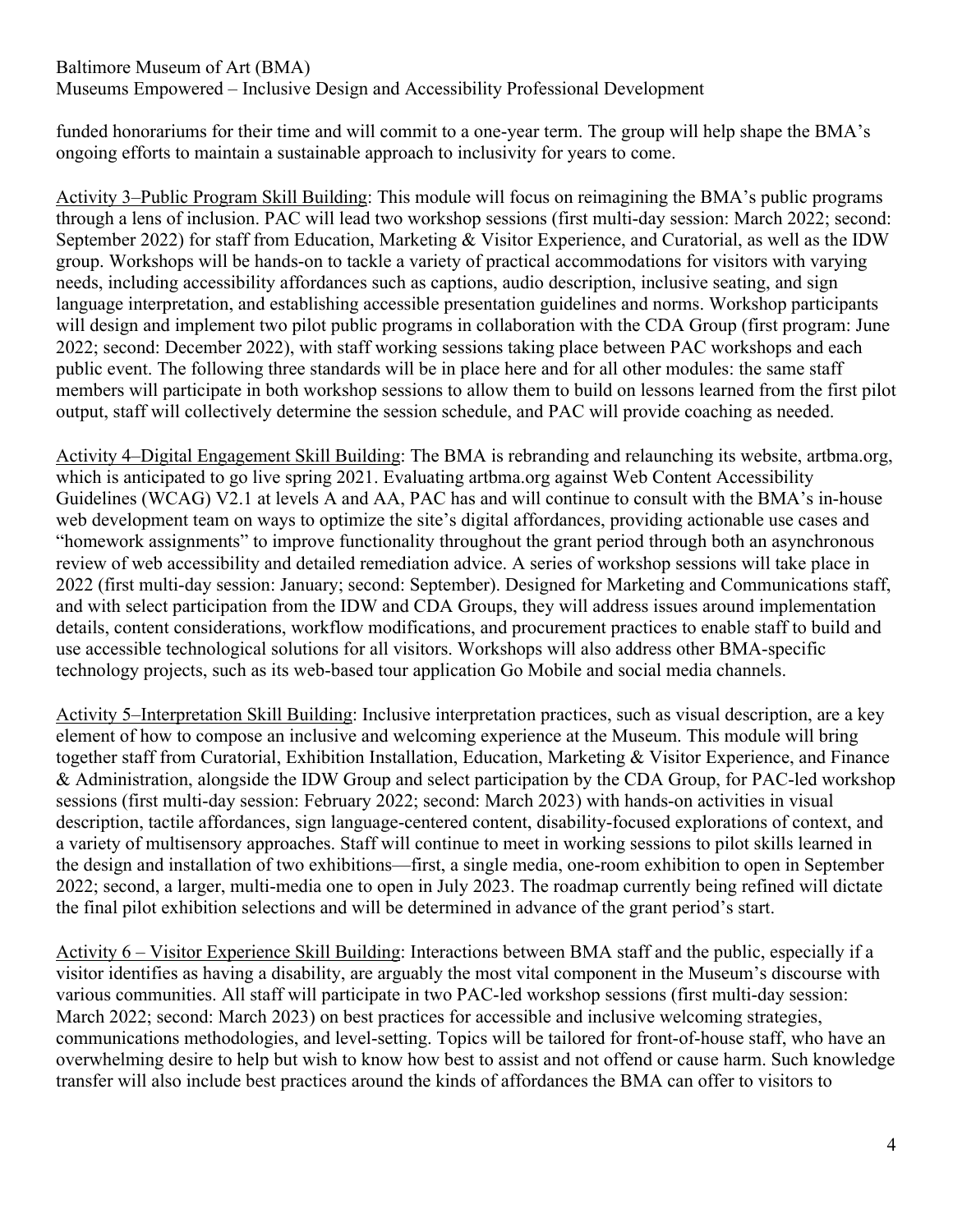funded honorariums for their time and will commit to a one-year term. The group will help shape the BMA's ongoing efforts to maintain a sustainable approach to inclusivity for years to come.

Activity 3–Public Program Skill Building: This module will focus on reimagining the BMA's public programs through a lens of inclusion. PAC will lead two workshop sessions (first multi-day session: March 2022; second: September 2022) for staff from Education, Marketing & Visitor Experience, and Curatorial, as well as the IDW group. Workshops will be hands-on to tackle a variety of practical accommodations for visitors with varying needs, including accessibility affordances such as captions, audio description, inclusive seating, and sign language interpretation, and establishing accessible presentation guidelines and norms. Workshop participants will design and implement two pilot public programs in collaboration with the CDA Group (first program: June 2022; second: December 2022), with staff working sessions taking place between PAC workshops and each public event. The following three standards will be in place here and for all other modules: the same staff members will participate in both workshop sessions to allow them to build on lessons learned from the first pilot output, staff will collectively determine the session schedule, and PAC will provide coaching as needed.

Activity 4–Digital Engagement Skill Building: The BMA is rebranding and relaunching its website, artbma.org, which is anticipated to go live spring 2021. Evaluating artbma.org against Web Content Accessibility Guidelines (WCAG) V2.1 at levels A and AA, PAC has and will continue to consult with the BMA's in-house web development team on ways to optimize the site's digital affordances, providing actionable use cases and "homework assignments" to improve functionality throughout the grant period through both an asynchronous review of web accessibility and detailed remediation advice. A series of workshop sessions will take place in 2022 (first multi-day session: January; second: September). Designed for Marketing and Communications staff, and with select participation from the IDW and CDA Groups, they will address issues around implementation details, content considerations, workflow modifications, and procurement practices to enable staff to build and use accessible technological solutions for all visitors. Workshops will also address other BMA-specific technology projects, such as its web-based tour application Go Mobile and social media channels.

Activity 5–Interpretation Skill Building: Inclusive interpretation practices, such as visual description, are a key element of how to compose an inclusive and welcoming experience at the Museum. This module will bring together staff from Curatorial, Exhibition Installation, Education, Marketing & Visitor Experience, and Finance & Administration, alongside the IDW Group and select participation by the CDA Group, for PAC-led workshop sessions (first multi-day session: February 2022; second: March 2023) with hands-on activities in visual description, tactile affordances, sign language-centered content, disability-focused explorations of context, and a variety of multisensory approaches. Staff will continue to meet in working sessions to pilot skills learned in the design and installation of two exhibitions—first, a single media, one-room exhibition to open in September 2022; second, a larger, multi-media one to open in July 2023. The roadmap currently being refined will dictate the final pilot exhibition selections and will be determined in advance of the grant period's start.

Activity 6 – Visitor Experience Skill Building: Interactions between BMA staff and the public, especially if a visitor identifies as having a disability, are arguably the most vital component in the Museum's discourse with various communities. All staff will participate in two PAC-led workshop sessions (first multi-day session: March 2022; second: March 2023) on best practices for accessible and inclusive welcoming strategies, communications methodologies, and level-setting. Topics will be tailored for front-of-house staff, who have an overwhelming desire to help but wish to know how best to assist and not offend or cause harm. Such knowledge transfer will also include best practices around the kinds of affordances the BMA can offer to visitors to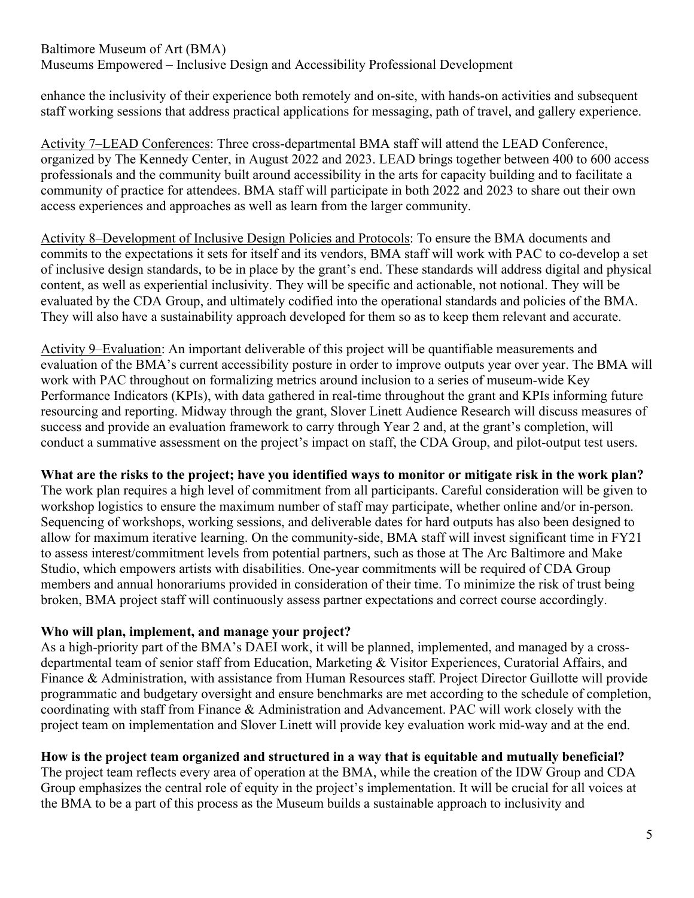enhance the inclusivity of their experience both remotely and on-site, with hands-on activities and subsequent staff working sessions that address practical applications for messaging, path of travel, and gallery experience.

Activity 7–LEAD Conferences: Three cross-departmental BMA staff will attend the LEAD Conference, organized by The Kennedy Center, in August 2022 and 2023. LEAD brings together between 400 to 600 access professionals and the community built around accessibility in the arts for capacity building and to facilitate a community of practice for attendees. BMA staff will participate in both 2022 and 2023 to share out their own access experiences and approaches as well as learn from the larger community.

Activity 8–Development of Inclusive Design Policies and Protocols: To ensure the BMA documents and commits to the expectations it sets for itself and its vendors, BMA staff will work with PAC to co-develop a set of inclusive design standards, to be in place by the grant's end. These standards will address digital and physical content, as well as experiential inclusivity. They will be specific and actionable, not notional. They will be evaluated by the CDA Group, and ultimately codified into the operational standards and policies of the BMA. They will also have a sustainability approach developed for them so as to keep them relevant and accurate.

Activity 9–Evaluation: An important deliverable of this project will be quantifiable measurements and evaluation of the BMA's current accessibility posture in order to improve outputs year over year. The BMA will work with PAC throughout on formalizing metrics around inclusion to a series of museum-wide Key Performance Indicators (KPIs), with data gathered in real-time throughout the grant and KPIs informing future resourcing and reporting. Midway through the grant, Slover Linett Audience Research will discuss measures of success and provide an evaluation framework to carry through Year 2 and, at the grant's completion, will conduct a summative assessment on the project's impact on staff, the CDA Group, and pilot-output test users.

**What are the risks to the project; have you identified ways to monitor or mitigate risk in the work plan?**
The work plan requires a high level of commitment from all participants. Careful consideration will be given to workshop logistics to ensure the maximum number of staff may participate, whether online and/or in-person. Sequencing of workshops, working sessions, and deliverable dates for hard outputs has also been designed to allow for maximum iterative learning. On the community-side, BMA staff will invest significant time in FY21 to assess interest/commitment levels from potential partners, such as those at The Arc Baltimore and Make Studio, which empowers artists with disabilities. One-year commitments will be required of CDA Group members and annual honorariums provided in consideration of their time. To minimize the risk of trust being broken, BMA project staff will continuously assess partner expectations and correct course accordingly.

**Who will plan, implement, and manage your project?**
As a high-priority part of the BMA's DAEI work, it will be planned, implemented, and managed by a cross-departmental team of senior staff from Education, Marketing & Visitor Experiences, Curatorial Affairs, and Finance & Administration, with assistance from Human Resources staff. Project Director Guillotte will provide programmatic and budgetary oversight and ensure benchmarks are met according to the schedule of completion, coordinating with staff from Finance & Administration and Advancement. PAC will work closely with the project team on implementation and Slover Linett will provide key evaluation work mid-way and at the end.

**How is the project team organized and structured in a way that is equitable and mutually beneficial?**
The project team reflects every area of operation at the BMA, while the creation of the IDW Group and CDA Group emphasizes the central role of equity in the project's implementation. It will be crucial for all voices at the BMA to be a part of this process as the Museum builds a sustainable approach to inclusivity and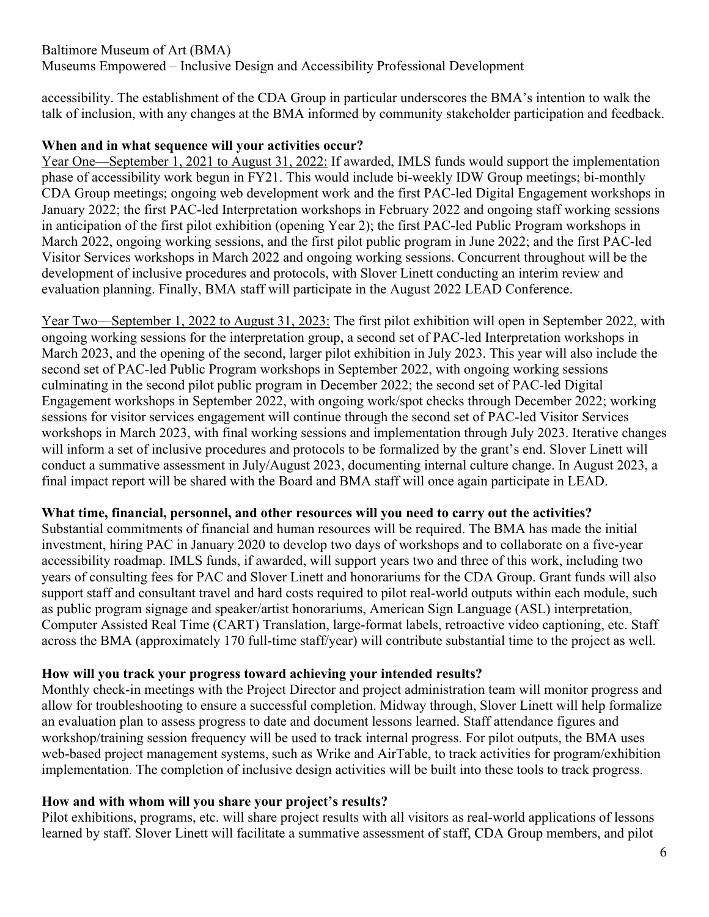accessibility. The establishment of the CDA Group in particular underscores the BMA's intention to walk the talk of inclusion, with any changes at the BMA informed by community stakeholder participation and feedback.

**When and in what sequence will your activities occur?**

Year One—September 1, 2021 to August 31, 2022: If awarded, IMLS funds would support the implementation phase of accessibility work begun in FY21. This would include bi-weekly IDW Group meetings; bi-monthly CDA Group meetings; ongoing web development work and the first PAC-led Digital Engagement workshops in January 2022; the first PAC-led Interpretation workshops in February 2022 and ongoing staff working sessions in anticipation of the first pilot exhibition (opening Year 2); the first PAC-led Public Program workshops in March 2022, ongoing working sessions, and the first pilot public program in June 2022; and the first PAC-led Visitor Services workshops in March 2022 and ongoing working sessions. Concurrent throughout will be the development of inclusive procedures and protocols, with Slover Linett conducting an interim review and evaluation planning. Finally, BMA staff will participate in the August 2022 LEAD Conference.

Year Two—September 1, 2022 to August 31, 2023: The first pilot exhibition will open in September 2022, with ongoing working sessions for the interpretation group, a second set of PAC-led Interpretation workshops in March 2023, and the opening of the second, larger pilot exhibition in July 2023. This year will also include the second set of PAC-led Public Program workshops in September 2022, with ongoing working sessions culminating in the second pilot public program in December 2022; the second set of PAC-led Digital Engagement workshops in September 2022, with ongoing work/spot checks through December 2022; working sessions for visitor services engagement will continue through the second set of PAC-led Visitor Services workshops in March 2023, with final working sessions and implementation through July 2023. Iterative changes will inform a set of inclusive procedures and protocols to be formalized by the grant's end. Slover Linett will conduct a summative assessment in July/August 2023, documenting internal culture change. In August 2023, a final impact report will be shared with the Board and BMA staff will once again participate in LEAD.

**What time, financial, personnel, and other resources will you need to carry out the activities?**

Substantial commitments of financial and human resources will be required. The BMA has made the initial investment, hiring PAC in January 2020 to develop two days of workshops and to collaborate on a five-year accessibility roadmap. IMLS funds, if awarded, will support years two and three of this work, including two years of consulting fees for PAC and Slover Linett and honorariums for the CDA Group. Grant funds will also support staff and consultant travel and hard costs required to pilot real-world outputs within each module, such as public program signage and speaker/artist honorariums, American Sign Language (ASL) interpretation, Computer Assisted Real Time (CART) Translation, large-format labels, retroactive video captioning, etc. Staff across the BMA (approximately 170 full-time staff/year) will contribute substantial time to the project as well.

**How will you track your progress toward achieving your intended results?**

Monthly check-in meetings with the Project Director and project administration team will monitor progress and allow for troubleshooting to ensure a successful completion. Midway through, Slover Linett will help formalize an evaluation plan to assess progress to date and document lessons learned. Staff attendance figures and workshop/training session frequency will be used to track internal progress. For pilot outputs, the BMA uses web-based project management systems, such as Wrike and AirTable, to track activities for program/exhibition implementation. The completion of inclusive design activities will be built into these tools to track progress.

**How and with whom will you share your project's results?**

Pilot exhibitions, programs, etc. will share project results with all visitors as real-world applications of lessons learned by staff. Slover Linett will facilitate a summative assessment of staff, CDA Group members, and pilot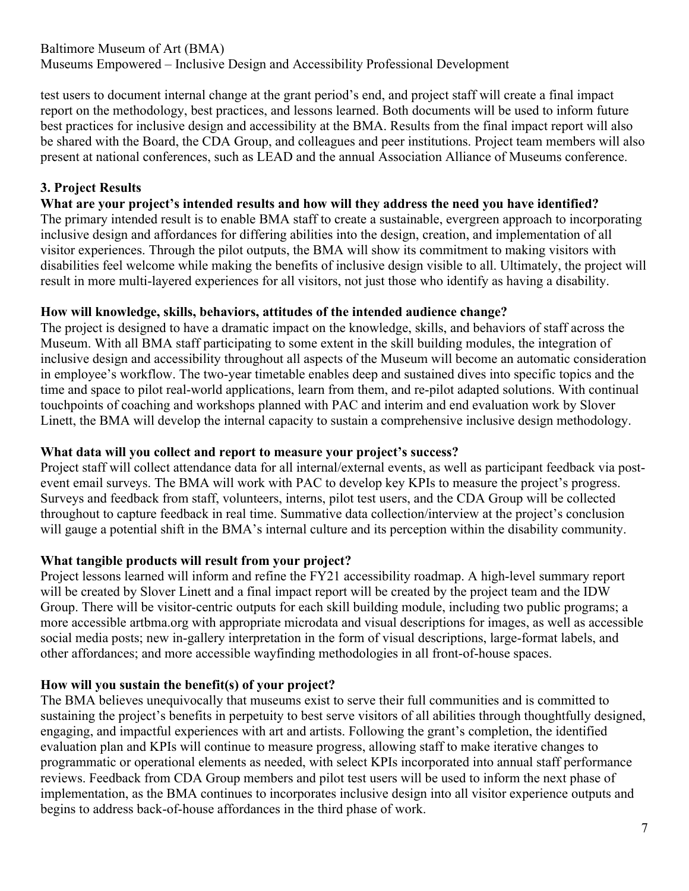test users to document internal change at the grant period's end, and project staff will create a final impact report on the methodology, best practices, and lessons learned. Both documents will be used to inform future best practices for inclusive design and accessibility at the BMA. Results from the final impact report will also be shared with the Board, the CDA Group, and colleagues and peer institutions. Project team members will also present at national conferences, such as LEAD and the annual Association Alliance of Museums conference.

## 3. Project Results

**What are your project's intended results and how will they address the need you have identified?**

The primary intended result is to enable BMA staff to create a sustainable, evergreen approach to incorporating inclusive design and affordances for differing abilities into the design, creation, and implementation of all visitor experiences. Through the pilot outputs, the BMA will show its commitment to making visitors with disabilities feel welcome while making the benefits of inclusive design visible to all. Ultimately, the project will result in more multi-layered experiences for all visitors, not just those who identify as having a disability.

**How will knowledge, skills, behaviors, attitudes of the intended audience change?**

The project is designed to have a dramatic impact on the knowledge, skills, and behaviors of staff across the Museum. With all BMA staff participating to some extent in the skill building modules, the integration of inclusive design and accessibility throughout all aspects of the Museum will become an automatic consideration in employee's workflow. The two-year timetable enables deep and sustained dives into specific topics and the time and space to pilot real-world applications, learn from them, and re-pilot adapted solutions. With continual touchpoints of coaching and workshops planned with PAC and interim and end evaluation work by Slover Linett, the BMA will develop the internal capacity to sustain a comprehensive inclusive design methodology.

**What data will you collect and report to measure your project's success?**

Project staff will collect attendance data for all internal/external events, as well as participant feedback via post-event email surveys. The BMA will work with PAC to develop key KPIs to measure the project's progress. Surveys and feedback from staff, volunteers, interns, pilot test users, and the CDA Group will be collected throughout to capture feedback in real time. Summative data collection/interview at the project's conclusion will gauge a potential shift in the BMA's internal culture and its perception within the disability community.

**What tangible products will result from your project?**

Project lessons learned will inform and refine the FY21 accessibility roadmap. A high-level summary report will be created by Slover Linett and a final impact report will be created by the project team and the IDW Group. There will be visitor-centric outputs for each skill building module, including two public programs; a more accessible artbma.org with appropriate microdata and visual descriptions for images, as well as accessible social media posts; new in-gallery interpretation in the form of visual descriptions, large-format labels, and other affordances; and more accessible wayfinding methodologies in all front-of-house spaces.

**How will you sustain the benefit(s) of your project?**

The BMA believes unequivocally that museums exist to serve their full communities and is committed to sustaining the project's benefits in perpetuity to best serve visitors of all abilities through thoughtfully designed, engaging, and impactful experiences with art and artists. Following the grant's completion, the identified evaluation plan and KPIs will continue to measure progress, allowing staff to make iterative changes to programmatic or operational elements as needed, with select KPIs incorporated into annual staff performance reviews. Feedback from CDA Group members and pilot test users will be used to inform the next phase of implementation, as the BMA continues to incorporates inclusive design into all visitor experience outputs and begins to address back-of-house affordances in the third phase of work.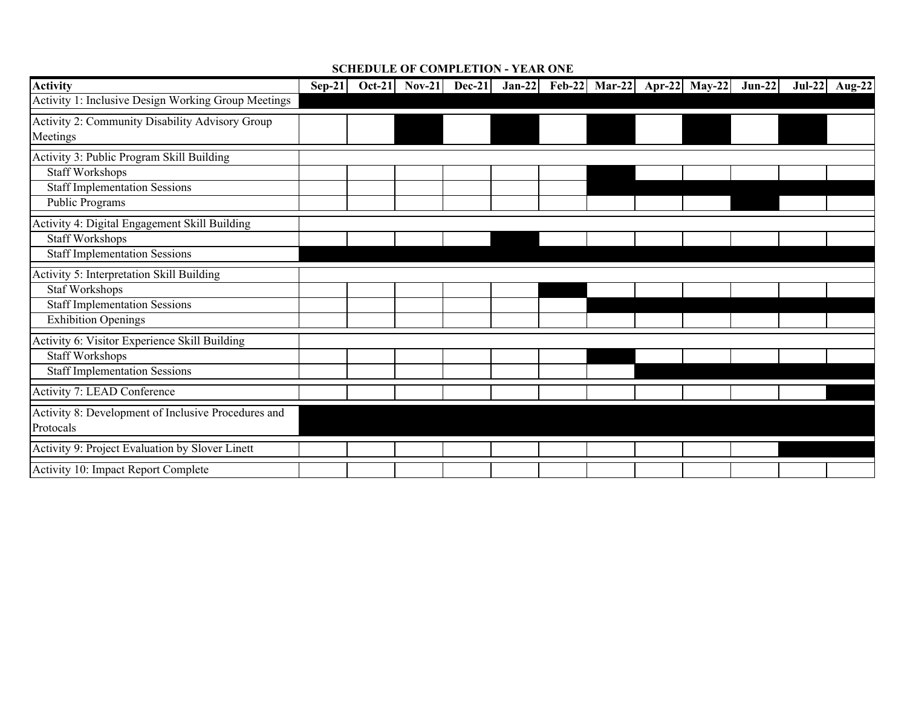## SCHEDULE OF COMPLETION - YEAR ONE

| Activity | Sep-21 | Oct-21 | Nov-21 | Dec-21 | Jan-22 | Feb-22 | Mar-22 | Apr-22 | May-22 | Jun-22 | Jul-22 | Aug-22 |
|---|---|---|---|---|---|---|---|---|---|---|---|---|
| Activity 1: Inclusive Design Working Group Meetings | ■ | ■ | ■ | ■ | ■ | ■ | ■ | ■ | ■ | ■ | ■ | ■ |
| Activity 2: Community Disability Advisory Group Meetings | | | ■ | | ■ | | ■ | | ■ | | ■ | |
| Activity 3: Public Program Skill Building | | | | | | | | | | | | |
| Staff Workshops | | | | | | | ■ | | | | | |
| Staff Implementation Sessions | | | | | | | ■ | ■ | ■ | ■ | ■ | ■ |
| Public Programs | | | | | | | | | | ■ | | |
| Activity 4: Digital Engagement Skill Building | | | | | | | | | | | | |
| Staff Workshops | | | | | ■ | | | | | | | |
| Staff Implementation Sessions | ■ | ■ | ■ | ■ | ■ | ■ | ■ | ■ | ■ | ■ | ■ | ■ |
| Activity 5: Interpretation Skill Building | | | | | | | | | | | | |
| Staf Workshops | | | | | | ■ | | | | | | |
| Staff Implementation Sessions | | | | | | | ■ | ■ | ■ | ■ | ■ | ■ |
| Exhibition Openings | | | | | | | | | | | | |
| Activity 6: Visitor Experience Skill Building | | | | | | | | | | | | |
| Staff Workshops | | | | | | | ■ | | | | | |
| Staff Implementation Sessions | | | | | | | | ■ | ■ | ■ | ■ | ■ |
| Activity 7: LEAD Conference | | | | | | | | | | | | ■ |
| Activity 8: Development of Inclusive Procedures and Protocals | ■ | ■ | ■ | ■ | ■ | ■ | ■ | ■ | ■ | ■ | ■ | ■ |
| Activity 9: Project Evaluation by Slover Linett | | | | | | | | | | | ■ | ■ |
| Activity 10: Impact Report Complete | | | | | | | | | | | | |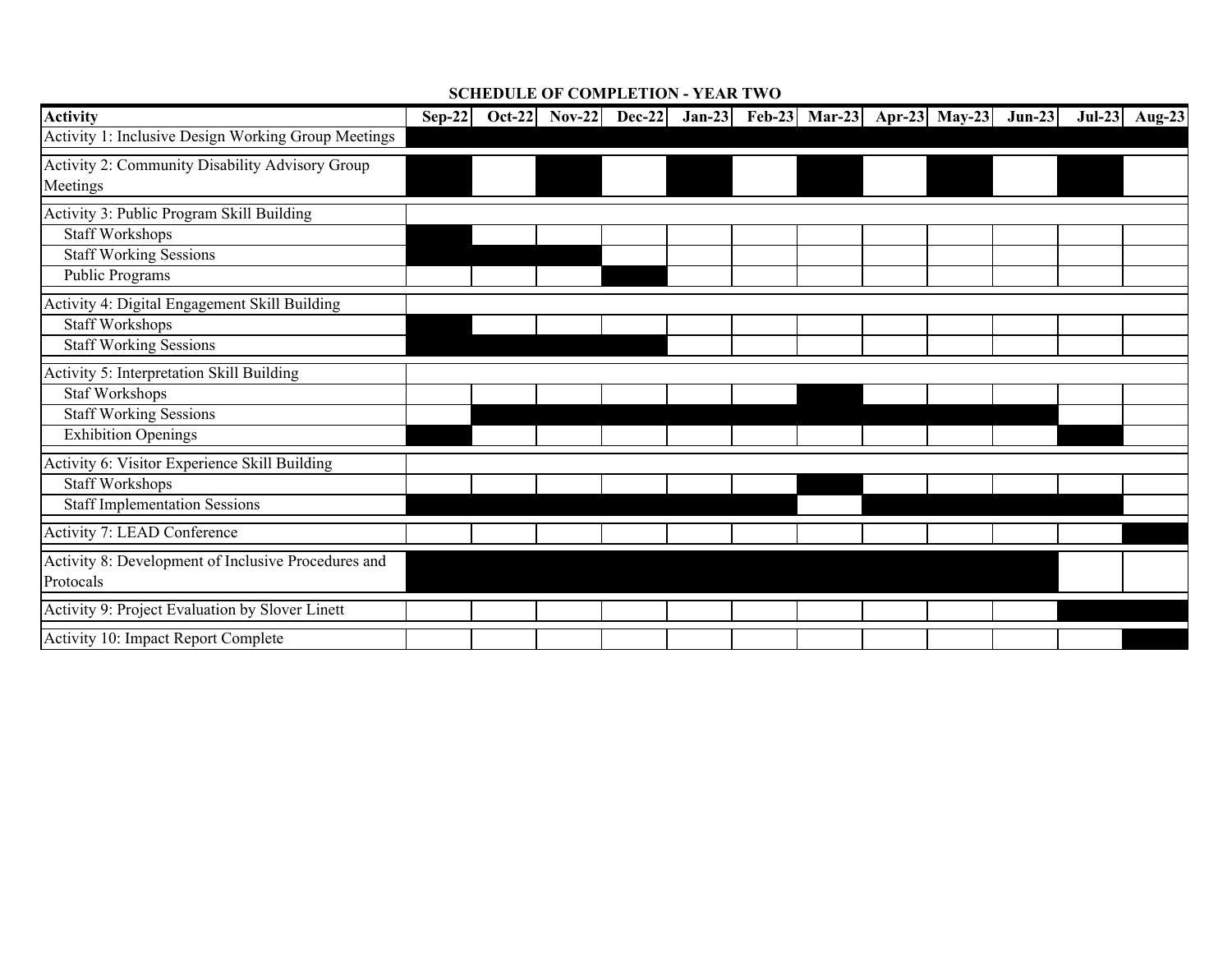**SCHEDULE OF COMPLETION - YEAR TWO**

| Activity | Sep-22 | Oct-22 | Nov-22 | Dec-22 | Jan-23 | Feb-23 | Mar-23 | Apr-23 | May-23 | Jun-23 | Jul-23 | Aug-23 |
|---|---|---|---|---|---|---|---|---|---|---|---|---|
| Activity 1: Inclusive Design Working Group Meetings | ■ | ■ | ■ | ■ | ■ | ■ | ■ | ■ | ■ | ■ | ■ | ■ |
| Activity 2: Community Disability Advisory Group Meetings | ■ | | ■ | | ■ | | ■ | | ■ | | ■ | |
| Activity 3: Public Program Skill Building | | | | | | | | | | | | |
| Staff Workshops | ■ | | | | | | | | | | | |
| Staff Working Sessions | ■ | ■ | ■ | | | | | | | | | |
| Public Programs | | | | ■ | | | | | | | | |
| Activity 4: Digital Engagement Skill Building | | | | | | | | | | | | |
| Staff Workshops | ■ | | | | | | | | | | | |
| Staff Working Sessions | ■ | ■ | ■ | ■ | | | | | | | | |
| Activity 5: Interpretation Skill Building | | | | | | | | | | | | |
| Staf Workshops | | | | | | | ■ | | | | | |
| Staff Working Sessions | | ■ | ■ | ■ | ■ | ■ | ■ | ■ | ■ | ■ | | |
| Exhibition Openings | ■ | | | | | | | | | | ■ | |
| Activity 6: Visitor Experience Skill Building | | | | | | | | | | | | |
| Staff Workshops | | | | | | | ■ | | | | | |
| Staff Implementation Sessions | ■ | ■ | ■ | ■ | ■ | ■ | | ■ | ■ | ■ | ■ | |
| Activity 7: LEAD Conference | | | | | | | | | | | | ■ |
| Activity 8: Development of Inclusive Procedures and Protocals | ■ | ■ | ■ | ■ | ■ | ■ | ■ | ■ | ■ | ■ | | |
| Activity 9: Project Evaluation by Slover Linett | | | | | | | | | | | ■ | ■ |
| Activity 10: Impact Report Complete | | | | | | | | | | | | ■ |